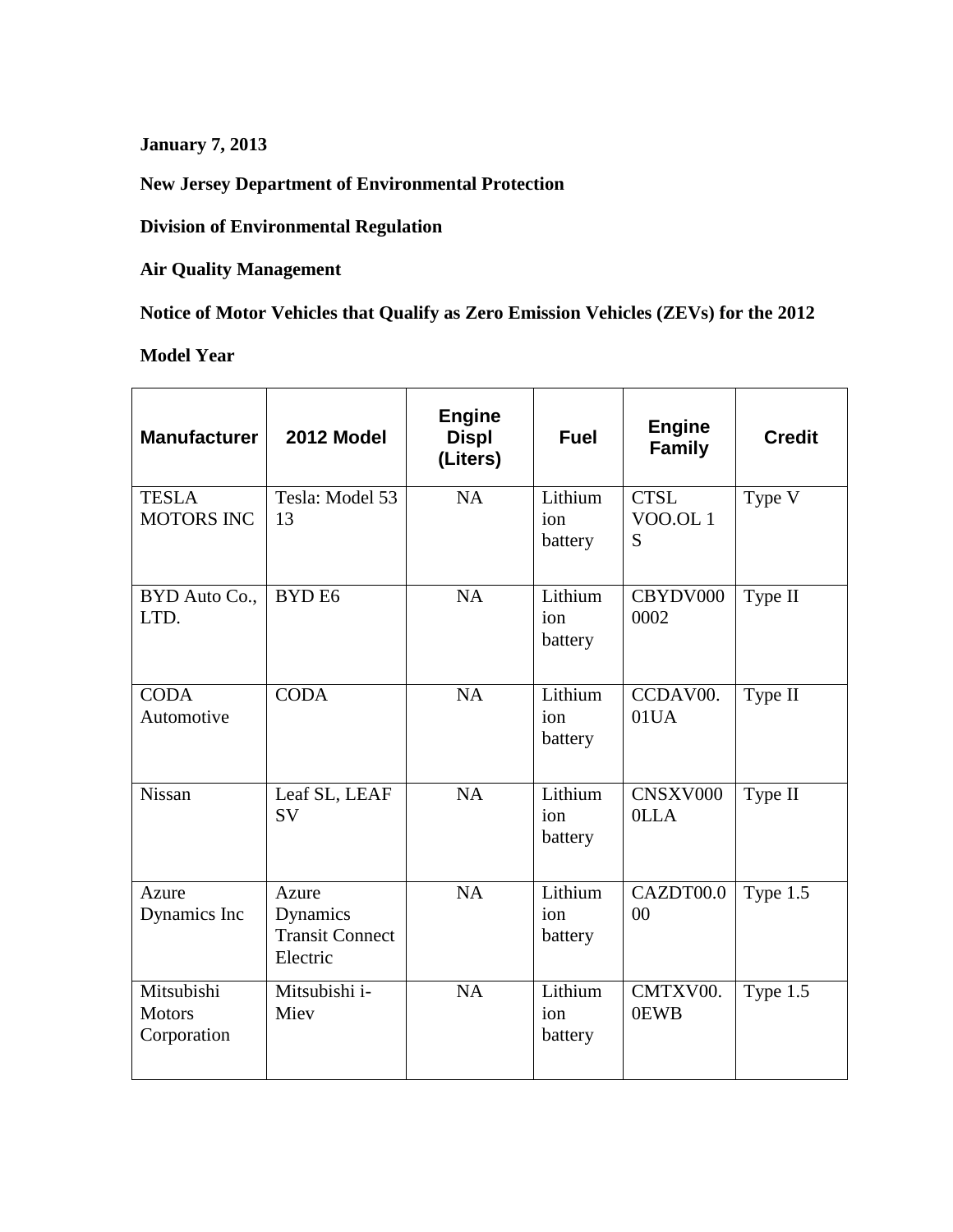**January 7, 2013**

**New Jersey Department of Environmental Protection**

**Division of Environmental Regulation**

**Air Quality Management**

**Notice of Motor Vehicles that Qualify as Zero Emission Vehicles (ZEVs) for the 2012 Model Year**

| Manufacturer | 2012 Model | Engine Displ (Liters) | Fuel | Engine Family | Credit |
|---|---|---|---|---|---|
| TESLA MOTORS INC | Tesla: Model 53 13 | NA | Lithium ion battery | CTSL VOO.OL 1 S | Type V |
| BYD Auto Co., LTD. | BYD E6 | NA | Lithium ion battery | CBYDV0000002 | Type II |
| CODA Automotive | CODA | NA | Lithium ion battery | CCDAV00.01UA | Type II |
| Nissan | Leaf SL, LEAF SV | NA | Lithium ion battery | CNSXV0000LLA | Type II |
| Azure Dynamics Inc | Azure Dynamics Transit Connect Electric | NA | Lithium ion battery | CAZDT00.000 | Type 1.5 |
| Mitsubishi Motors Corporation | Mitsubishi i-Miev | NA | Lithium ion battery | CMTXV00.0EWB | Type 1.5 |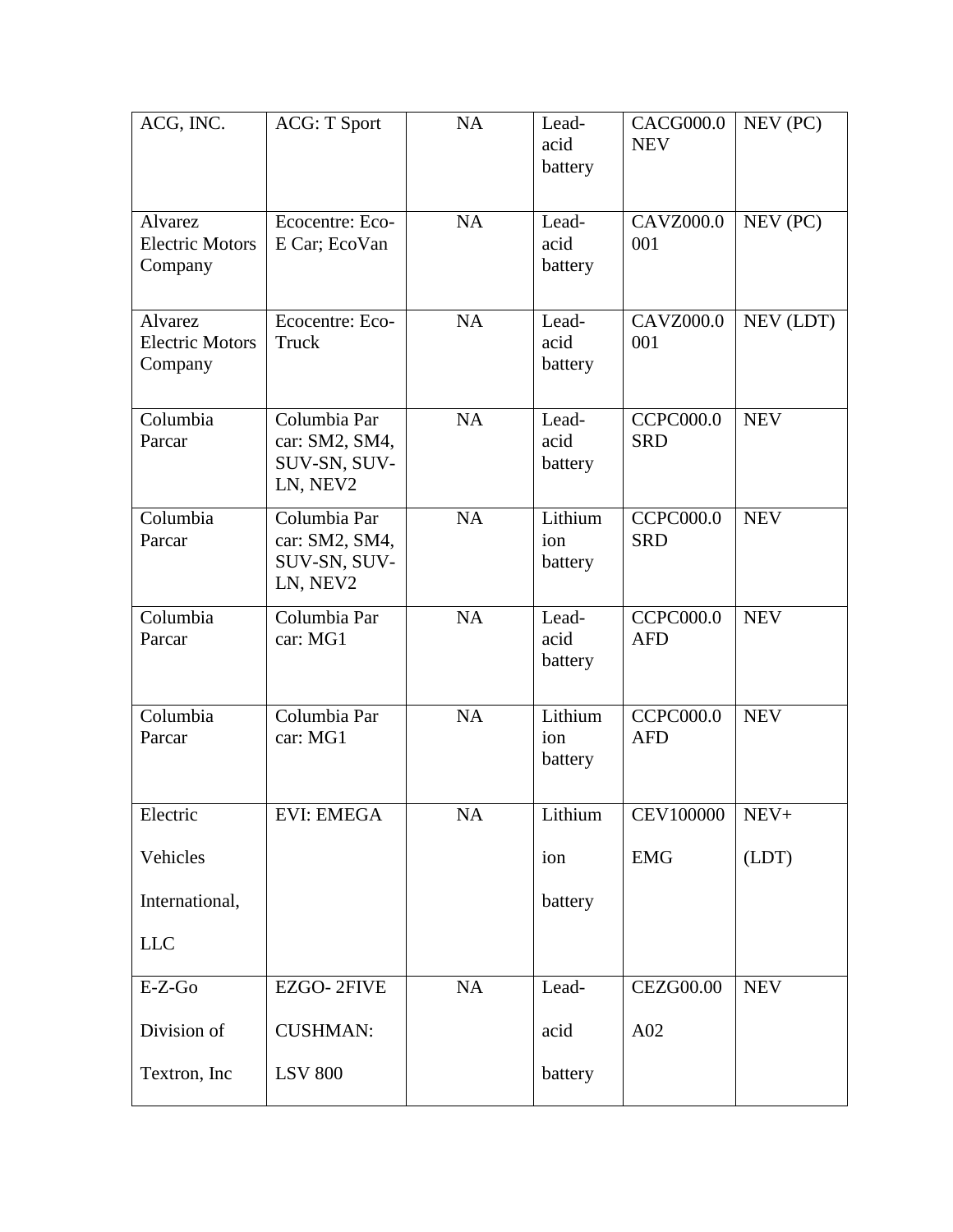| ACG, INC. | ACG: T Sport | NA | Lead-acid battery | CACG000.0NEV | NEV (PC) |
|---|---|---|---|---|---|
| Alvarez Electric Motors Company | Ecocentre: Eco-E Car; EcoVan | NA | Lead-acid battery | CAVZ000.0001 | NEV (PC) |
| Alvarez Electric Motors Company | Ecocentre: Eco-Truck | NA | Lead-acid battery | CAVZ000.0001 | NEV (LDT) |
| Columbia Parcar | Columbia Par car: SM2, SM4, SUV-SN, SUV-LN, NEV2 | NA | Lead-acid battery | CCPC000.0SRD | NEV |
| Columbia Parcar | Columbia Par car: SM2, SM4, SUV-SN, SUV-LN, NEV2 | NA | Lithium ion battery | CCPC000.0SRD | NEV |
| Columbia Parcar | Columbia Par car: MG1 | NA | Lead-acid battery | CCPC000.0AFD | NEV |
| Columbia Parcar | Columbia Par car: MG1 | NA | Lithium ion battery | CCPC000.0AFD | NEV |
| Electric Vehicles International, LLC | EVI: EMEGA | NA | Lithium ion battery | CEV100000EMG | NEV+ (LDT) |
| E-Z-Go Division of Textron, Inc | EZGO- 2FIVE CUSHMAN: LSV 800 | NA | Lead-acid battery | CEZG00.00A02 | NEV |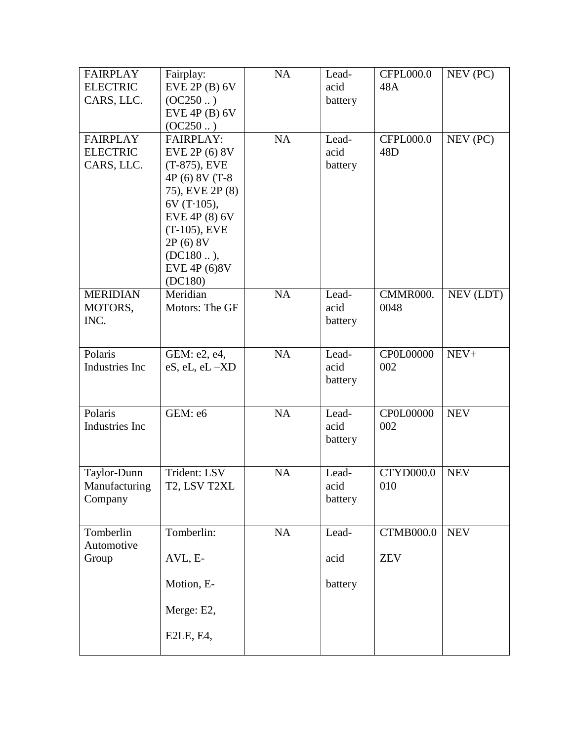| FAIRPLAY ELECTRIC CARS, LLC. | Fairplay: EVE 2P (B) 6V (OC250 .. ) EVE 4P (B) 6V (OC250 .. ) | NA | Lead-acid battery | CFPL000.048A | NEV (PC) |
|---|---|---|---|---|---|
| FAIRPLAY ELECTRIC CARS, LLC. | FAIRPLAY: EVE 2P (6) 8V (T-875), EVE 4P (6) 8V (T-875), EVE 2P (8) 6V (T·105), EVE 4P (8) 6V (T-105), EVE 2P (6) 8V (DC180 .. ), EVE 4P (6)8V (DC180) | NA | Lead-acid battery | CFPL000.048D | NEV (PC) |
| MERIDIAN MOTORS, INC. | Meridian Motors: The GF | NA | Lead-acid battery | CMMR000.0048 | NEV (LDT) |
| Polaris Industries Inc | GEM: e2, e4, eS, eL, eL –XD | NA | Lead-acid battery | CP0L00000002 | NEV+ |
| Polaris Industries Inc | GEM: e6 | NA | Lead-acid battery | CP0L00000002 | NEV |
| Taylor-Dunn Manufacturing Company | Trident: LSV T2, LSV T2XL | NA | Lead-acid battery | CTYD000.0010 | NEV |
| Tomberlin Automotive Group | Tomberlin: AVL, E-Motion, E-Merge: E2, E2LE, E4, | NA | Lead-acid battery | CTMB000.0ZEV | NEV |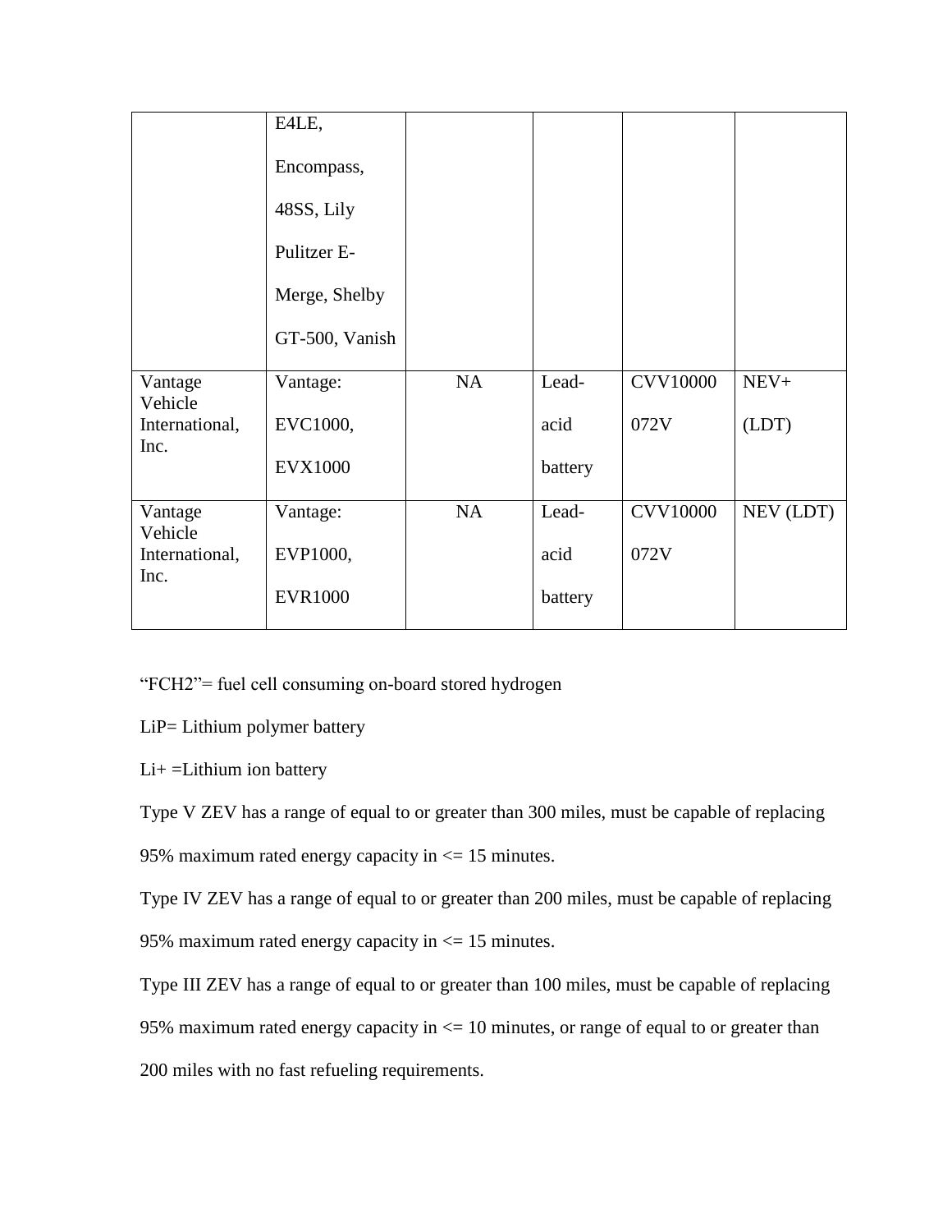| | | | | | |
|---|---|---|---|---|---|
| | E4LE, Encompass, 48SS, Lily Pulitzer E-Merge, Shelby GT-500, Vanish | | | | |
| Vantage Vehicle International, Inc. | Vantage: EVC1000, EVX1000 | NA | Lead-acid battery | CVV10000072V | NEV+ (LDT) |
| Vantage Vehicle International, Inc. | Vantage: EVP1000, EVR1000 | NA | Lead-acid battery | CVV10000072V | NEV (LDT) |

"FCH2"= fuel cell consuming on-board stored hydrogen

LiP= Lithium polymer battery

Li+ =Lithium ion battery

Type V ZEV has a range of equal to or greater than 300 miles, must be capable of replacing 95% maximum rated energy capacity in <= 15 minutes.

Type IV ZEV has a range of equal to or greater than 200 miles, must be capable of replacing 95% maximum rated energy capacity in <= 15 minutes.

Type III ZEV has a range of equal to or greater than 100 miles, must be capable of replacing 95% maximum rated energy capacity in <= 10 minutes, or range of equal to or greater than 200 miles with no fast refueling requirements.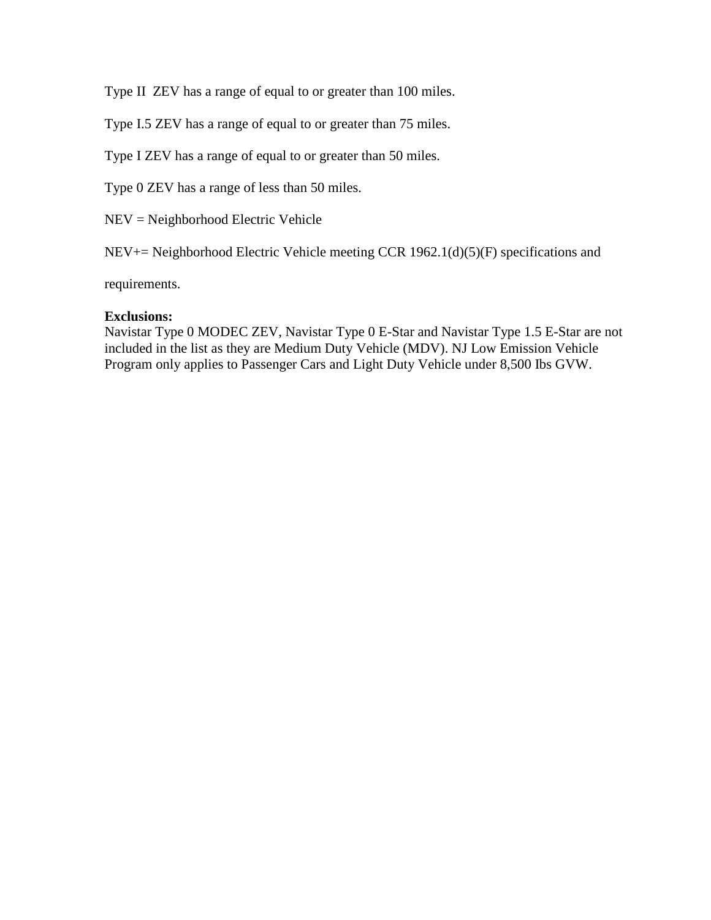Type II  ZEV has a range of equal to or greater than 100 miles.

Type I.5 ZEV has a range of equal to or greater than 75 miles.

Type I ZEV has a range of equal to or greater than 50 miles.

Type 0 ZEV has a range of less than 50 miles.

NEV = Neighborhood Electric Vehicle

NEV+= Neighborhood Electric Vehicle meeting CCR 1962.1(d)(5)(F) specifications and requirements.

**Exclusions:**
Navistar Type 0 MODEC ZEV, Navistar Type 0 E-Star and Navistar Type 1.5 E-Star are not included in the list as they are Medium Duty Vehicle (MDV). NJ Low Emission Vehicle Program only applies to Passenger Cars and Light Duty Vehicle under 8,500 Ibs GVW.